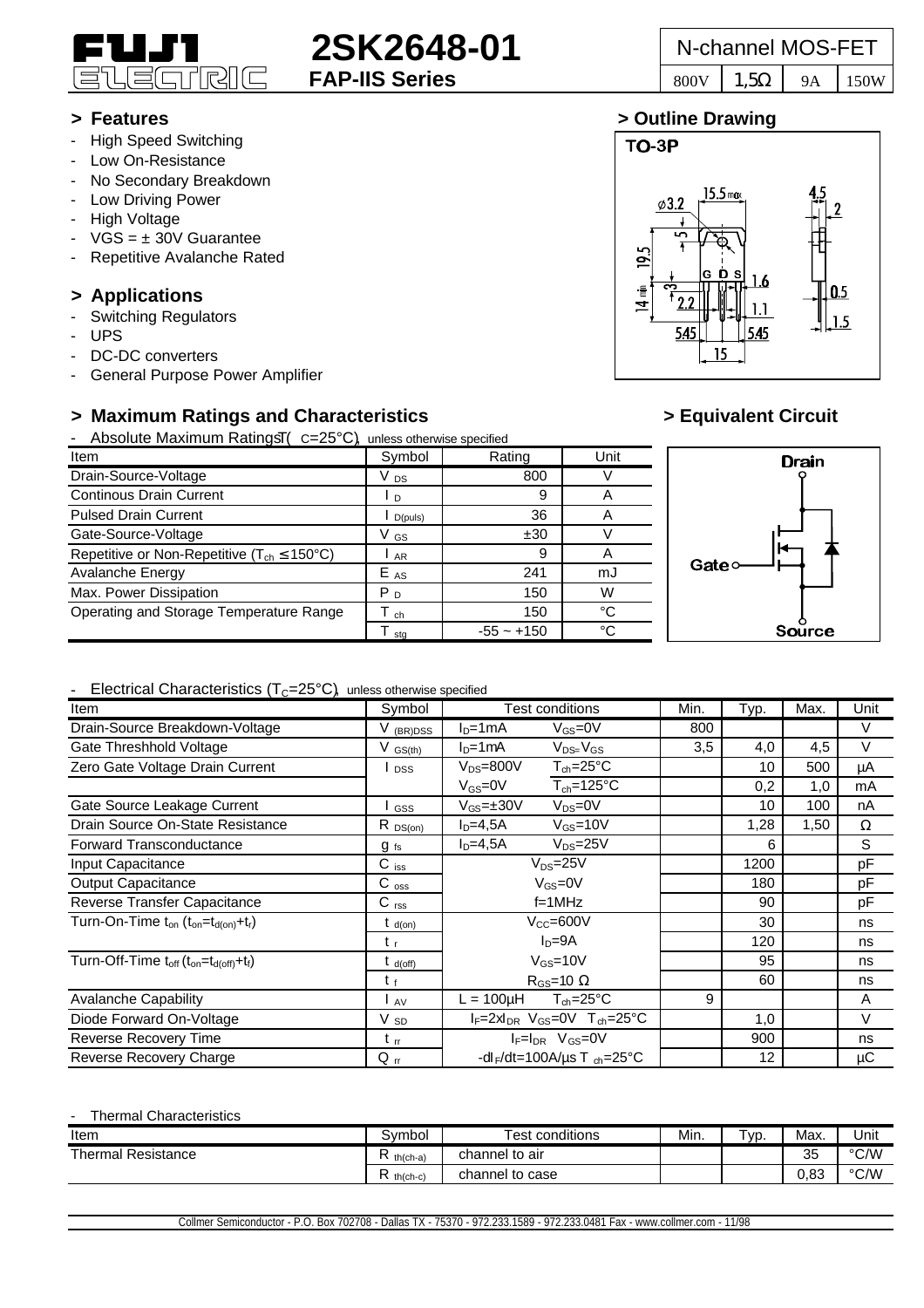# 2SK2648-01

**FAP-IIS Series**

| N-channel MOS-FET | | | |
|---|---|---|---|
| 800V | 1,5Ω | 9A | 150W |

## > Features

- High Speed Switching
- Low On-Resistance
- No Secondary Breakdown
- Low Driving Power
- High Voltage
- VGS = ± 30V Guarantee
- Repetitive Avalanche Rated

## > Applications

- Switching Regulators
- UPS
- DC-DC converters
- General Purpose Power Amplifier

## > Outline Drawing

TO-3P

## > Maximum Ratings and Characteristics

- Absolute Maximum Ratings ($T_C$=25°C), unless otherwise specified

| Item | Symbol | Rating | Unit |
|---|---|---|---|
| Drain-Source-Voltage | $V_{DS}$ | 800 | V |
| Continous Drain Current | $I_D$ | 9 | A |
| Pulsed Drain Current | $I_{D(puls)}$ | 36 | A |
| Gate-Source-Voltage | $V_{GS}$ | ±30 | V |
| Repetitive or Non-Repetitive ($T_{ch}$ ≤150°C) | $I_{AR}$ | 9 | A |
| Avalanche Energy | $E_{AS}$ | 241 | mJ |
| Max. Power Dissipation | $P_D$ | 150 | W |
| Operating and Storage Temperature Range | $T_{ch}$ | 150 | °C |
| | $T_{stg}$ | -55 ~ +150 | °C |

## > Equivalent Circuit

Drain, Gate, Source

- Electrical Characteristics ($T_C$=25°C), unless otherwise specified

| Item | Symbol | Test conditions | | Min. | Typ. | Max. | Unit |
|---|---|---|---|---|---|---|---|
| Drain-Source Breakdown-Voltage | $V_{(BR)DSS}$ | $I_D$=1mA | $V_{GS}$=0V | 800 | | | V |
| Gate Threshhold Voltage | $V_{GS(th)}$ | $I_D$=1mA | $V_{DS}$=$V_{GS}$ | 3,5 | 4,0 | 4,5 | V |
| Zero Gate Voltage Drain Current | $I_{DSS}$ | $V_{DS}$=800V | $T_{ch}$=25°C | | 10 | 500 | µA |
| | | $V_{GS}$=0V | $T_{ch}$=125°C | | 0,2 | 1,0 | mA |
| Gate Source Leakage Current | $I_{GSS}$ | $V_{GS}$=±30V | $V_{DS}$=0V | | 10 | 100 | nA |
| Drain Source On-State Resistance | $R_{DS(on)}$ | $I_D$=4,5A | $V_{GS}$=10V | | 1,28 | 1,50 | Ω |
| Forward Transconductance | $g_{fs}$ | $I_D$=4,5A | $V_{DS}$=25V | | 6 | | S |
| Input Capacitance | $C_{iss}$ | $V_{DS}$=25V | | | 1200 | | pF |
| Output Capacitance | $C_{oss}$ | $V_{GS}$=0V | | | 180 | | pF |
| Reverse Transfer Capacitance | $C_{rss}$ | f=1MHz | | | 90 | | pF |
| Turn-On-Time $t_{on}$ ($t_{on}$=$t_{d(on)}$+$t_r$) | $t_{d(on)}$ | $V_{CC}$=600V | | | 30 | | ns |
| | $t_r$ | $I_D$=9A | | | 120 | | ns |
| Turn-Off-Time $t_{off}$ ($t_{on}$=$t_{d(off)}$+$t_f$) | $t_{d(off)}$ | $V_{GS}$=10V | | | 95 | | ns |
| | $t_f$ | $R_{GS}$=10 Ω | | | 60 | | ns |
| Avalanche Capability | $I_{AV}$ | L = 100µH | $T_{ch}$=25°C | 9 | | | A |
| Diode Forward On-Voltage | $V_{SD}$ | $I_F$=2x$I_{DR}$ $V_{GS}$=0V | $T_{ch}$=25°C | | 1,0 | | V |
| Reverse Recovery Time | $t_{rr}$ | $I_F$=$I_{DR}$ $V_{GS}$=0V | | | 900 | | ns |
| Reverse Recovery Charge | $Q_{rr}$ | -d$I_F$/dt=100A/µs $T_{ch}$=25°C | | | 12 | | µC |

- Thermal Characteristics

| Item | Symbol | Test conditions | Min. | Typ. | Max. | Unit |
|---|---|---|---|---|---|---|
| Thermal Resistance | $R_{th(ch-a)}$ | channel to air | | | 35 | °C/W |
| | $R_{th(ch-c)}$ | channel to case | | | 0,83 | °C/W |

Collmer Semiconductor - P.O. Box 702708 - Dallas TX - 75370 - 972.233.1589 - 972.233.0481 Fax - www.collmer.com - 11/98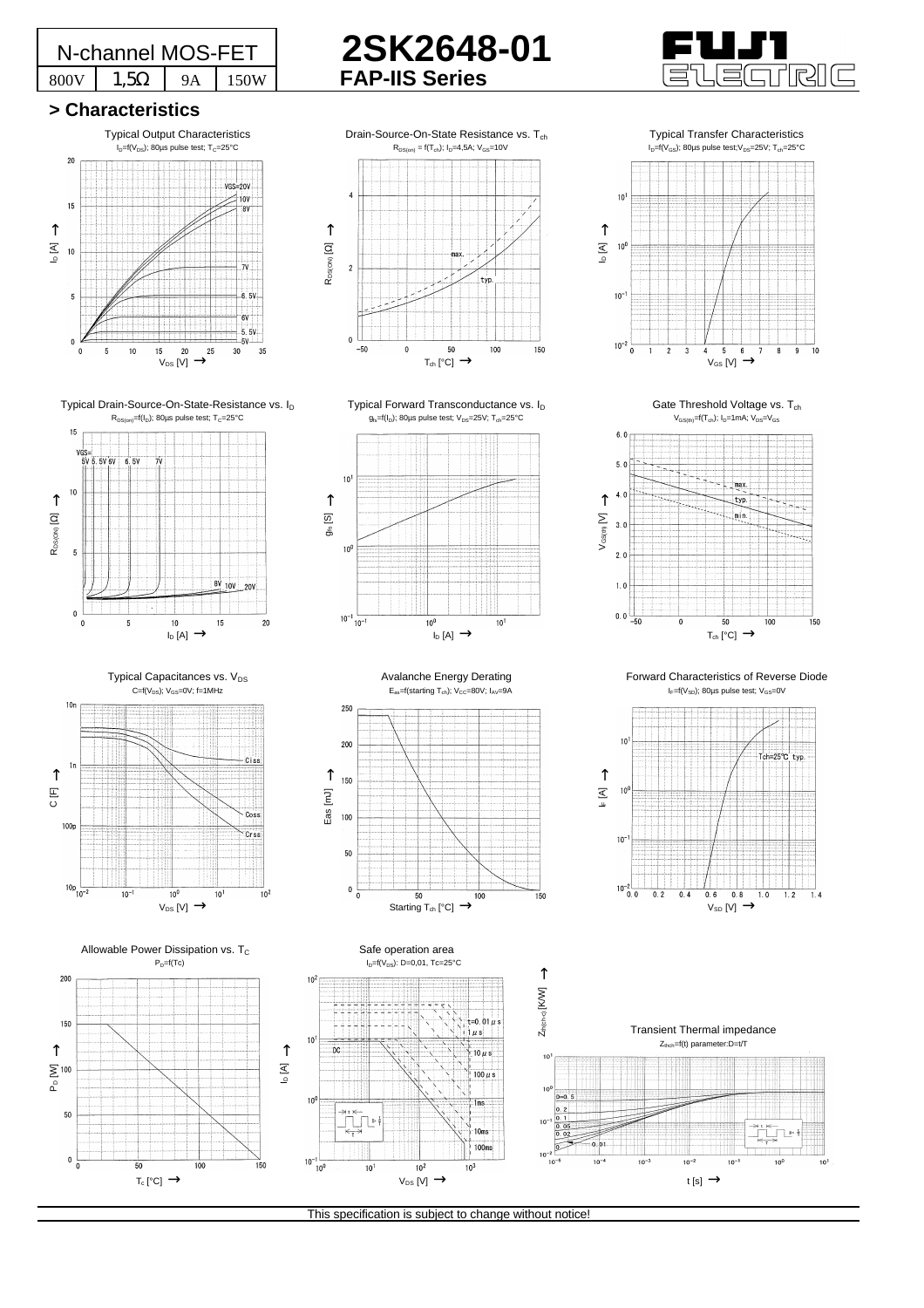N-channel MOS-FET

| | | | |
|---|---|---|---|
| 800V | 1,5Ω | 9A | 150W |

# 2SK2648-01

**FAP-IIS Series**

FUJI ELECTRIC

## > Characteristics

Typical Output Characteristics
$I_D$=f($V_{DS}$); 80µs pulse test; $T_C$=25°C

VGS=20V
10V
8V
7V
6.5V
6V
5.5V
5V

$I_D$ [A] →
$V_{DS}$ [V] →

Drain-Source-On-State Resistance vs. $T_{ch}$
$R_{DS(on)}$ = f($T_{ch}$); $I_D$=4,5A; $V_{GS}$=10V

max.
typ.

$R_{DS(ON)}$ [Ω] →
$T_{ch}$ [°C] →

Typical Transfer Characteristics
$I_D$=f($V_{GS}$); 80µs pulse test;$V_{DS}$=25V; $T_{ch}$=25°C

$I_D$ [A] →
$V_{GS}$ [V] →

Typical Drain-Source-On-State-Resistance vs. $I_D$
$R_{DS(on)}$=f($I_D$); 80µs pulse test; $T_C$=25°C

VGS=
5V 5.5V 6V 6.5V 7V
8V 10V 20V

$R_{DS(ON)}$ [Ω] →
$I_D$ [A] →

Typical Forward Transconductance vs. $I_D$
$g_{fs}$=f($I_D$); 80µs pulse test; $V_{DS}$=25V; $T_{ch}$=25°C

$g_{fs}$ [S] →
$I_D$ [A] →

Gate Threshold Voltage vs. $T_{ch}$
$V_{GS(th)}$=f($T_{ch}$); $I_D$=1mA; $V_{DS}$=$V_{GS}$

max.
typ.
min.

$V_{GS(th)}$ [V] →
$T_{ch}$ [°C] →

Typical Capacitances vs. $V_{DS}$
C=f($V_{DS}$); $V_{GS}$=0V; f=1MHz

Ciss
Coss
Crss

C [F] →
$V_{DS}$ [V] →

Avalanche Energy Derating
$E_{as}$=f(starting $T_{ch}$); $V_{CC}$=80V; $I_{AV}$=9A

Eas [mJ] →
Starting $T_{ch}$ [°C] →

Forward Characteristics of Reverse Diode
$I_F$=f($V_{SD}$); 80µs pulse test; $V_{GS}$=0V

Tch=25℃ typ.

$I_F$ [A] →
$V_{SD}$ [V] →

Allowable Power Dissipation vs. $T_C$
$P_D$=f(Tc)

$P_D$ [W] →
$T_c$ [°C] →

Safe operation area
$I_D$=f($V_{DS}$): D=0,01, Tc=25°C

t=0.01µs
1µs
10µs
100µs
1ms
10ms
100ms
DC

$I_D$ [A] →
$V_{DS}$ [V] →

Transient Thermal impedance
$Z_{thch}$=f(t) parameter:D=t/T

D=0.5
0.2
0.1
0.05
0.02
0.01
0

$Z_{th(ch-c)}$ [K/W] →
t [s] →

This specification is subject to change without notice!